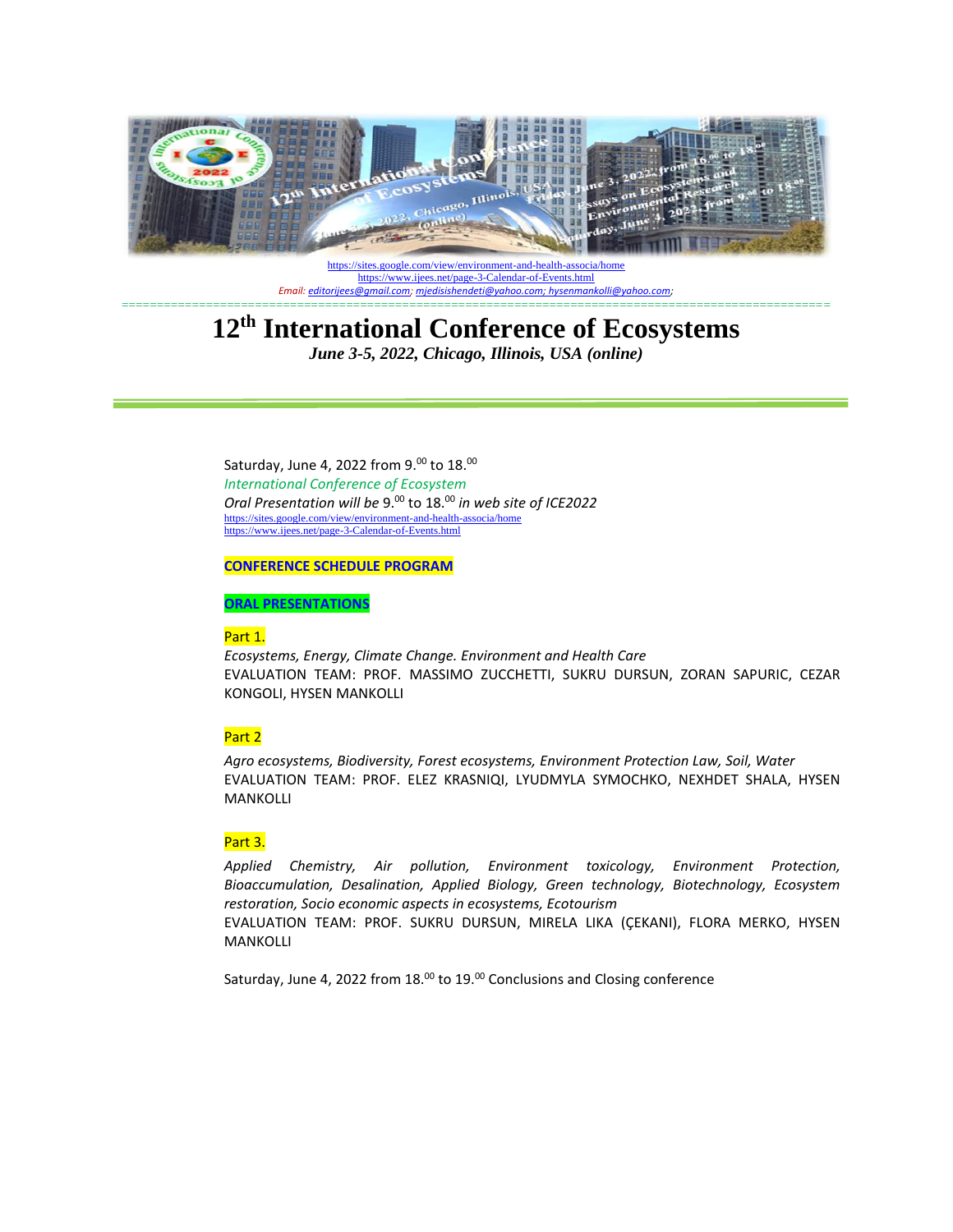https://sites.google.com/view/environment-and-health-associa/home
https://www.ijees.net/page-3-Calendar-of-Events.html
*Email: editorijees@gmail.com; mjedisishendeti@yahoo.com; hysenmankolli@yahoo.com;*

# 12th International Conference of Ecosystems

***June 3-5, 2022, Chicago, Illinois, USA (online)***

Saturday, June 4, 2022 from $9.^{00}$ to $18.^{00}$
*International Conference of Ecosystem*
*Oral Presentation will be* $9.^{00}$ to $18.^{00}$ *in web site of ICE2022*
https://sites.google.com/view/environment-and-health-associa/home
https://www.ijees.net/page-3-Calendar-of-Events.html

**CONFERENCE SCHEDULE PROGRAM**

**ORAL PRESENTATIONS**

Part 1.
*Ecosystems, Energy, Climate Change. Environment and Health Care*
EVALUATION TEAM: PROF. MASSIMO ZUCCHETTI, SUKRU DURSUN, ZORAN SAPURIC, CEZAR KONGOLI, HYSEN MANKOLLI

Part 2
*Agro ecosystems, Biodiversity, Forest ecosystems, Environment Protection Law, Soil, Water*
EVALUATION TEAM: PROF. ELEZ KRASNIQI, LYUDMYLA SYMOCHKO, NEXHDET SHALA, HYSEN MANKOLLI

Part 3.
*Applied Chemistry, Air pollution, Environment toxicology, Environment Protection, Bioaccumulation, Desalination, Applied Biology, Green technology, Biotechnology, Ecosystem restoration, Socio economic aspects in ecosystems, Ecotourism*
EVALUATION TEAM: PROF. SUKRU DURSUN, MIRELA LIKA (ÇEKANI), FLORA MERKO, HYSEN MANKOLLI

Saturday, June 4, 2022 from $18.^{00}$ to $19.^{00}$ Conclusions and Closing conference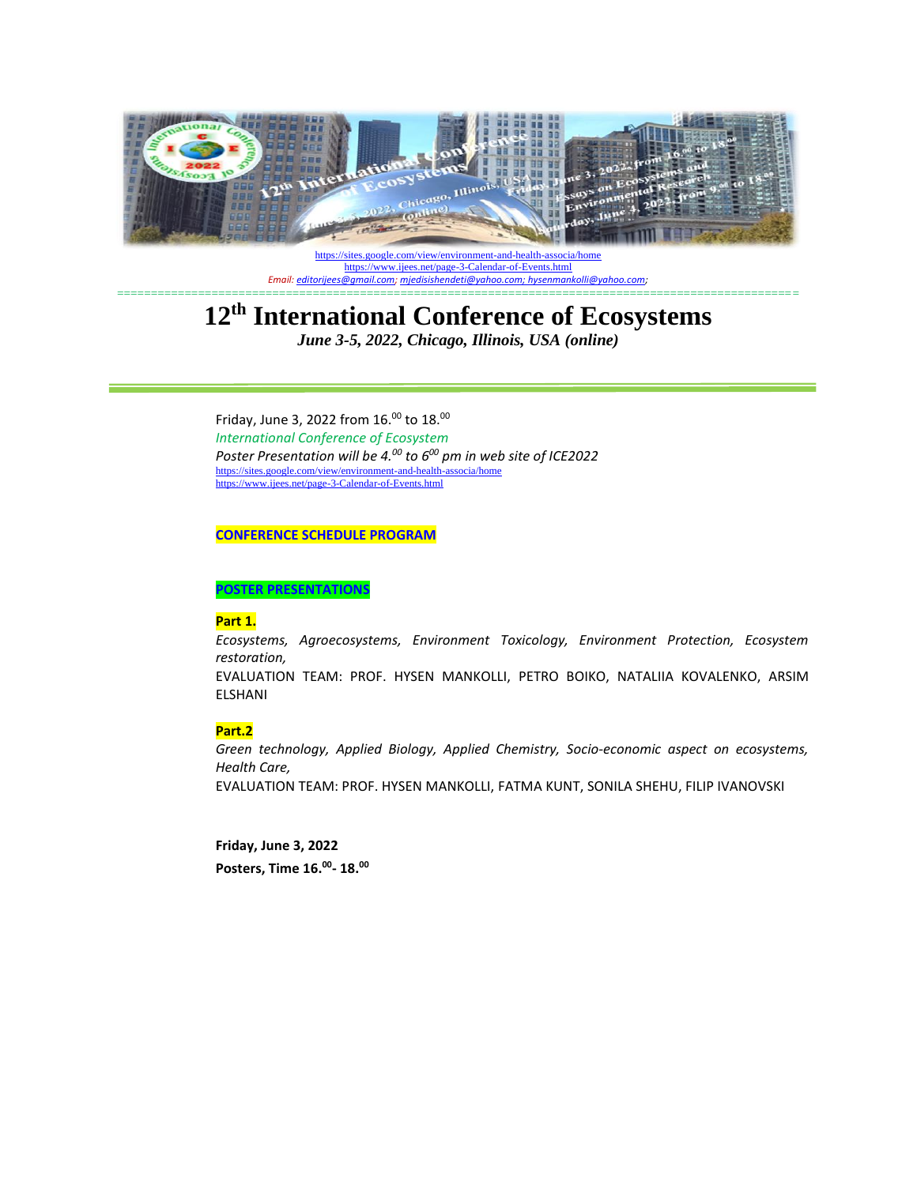https://sites.google.com/view/environment-and-health-associa/home
https://www.ijees.net/page-3-Calendar-of-Events.html
*Email: editorijees@gmail.com; mjedisishendeti@yahoo.com; hysenmankolli@yahoo.com;*

# 12th International Conference of Ecosystems

***June 3-5, 2022, Chicago, Illinois, USA (online)***

Friday, June 3, 2022 from $16.^{00}$ to $18.^{00}$

*International Conference of Ecosystem*

*Poster Presentation will be $4.^{00}$ to $6^{00}$ pm in web site of ICE2022*

https://sites.google.com/view/environment-and-health-associa/home
https://www.ijees.net/page-3-Calendar-of-Events.html

**CONFERENCE SCHEDULE PROGRAM**

**POSTER PRESENTATIONS**

**Part 1.**

*Ecosystems, Agroecosystems, Environment Toxicology, Environment Protection, Ecosystem restoration,*

EVALUATION TEAM: PROF. HYSEN MANKOLLI, PETRO BOIKO, NATALIIA KOVALENKO, ARSIM ELSHANI

**Part.2**

*Green technology, Applied Biology, Applied Chemistry, Socio-economic aspect on ecosystems, Health Care,*

EVALUATION TEAM: PROF. HYSEN MANKOLLI, FATMA KUNT, SONILA SHEHU, FILIP IVANOVSKI

**Friday, June 3, 2022**

**Posters, Time $16.^{00}$- $18.^{00}$**